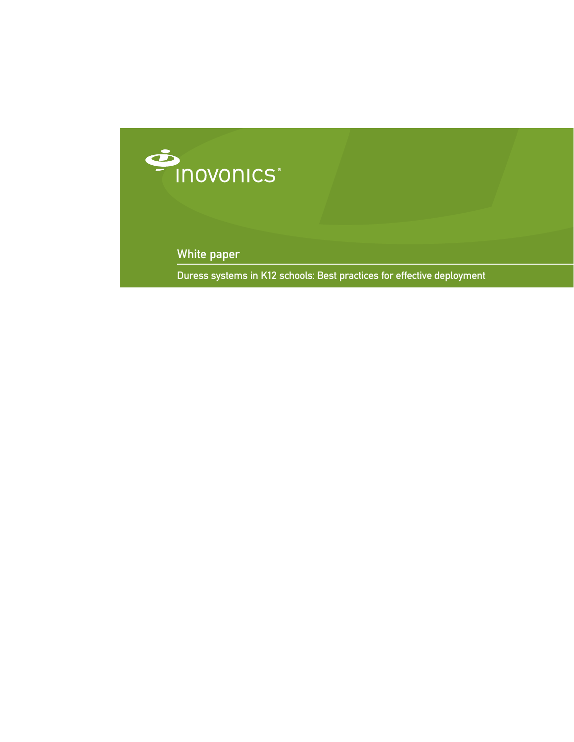inovonics®

White paper

# Duress systems in K12 schools: Best practices for effective deployment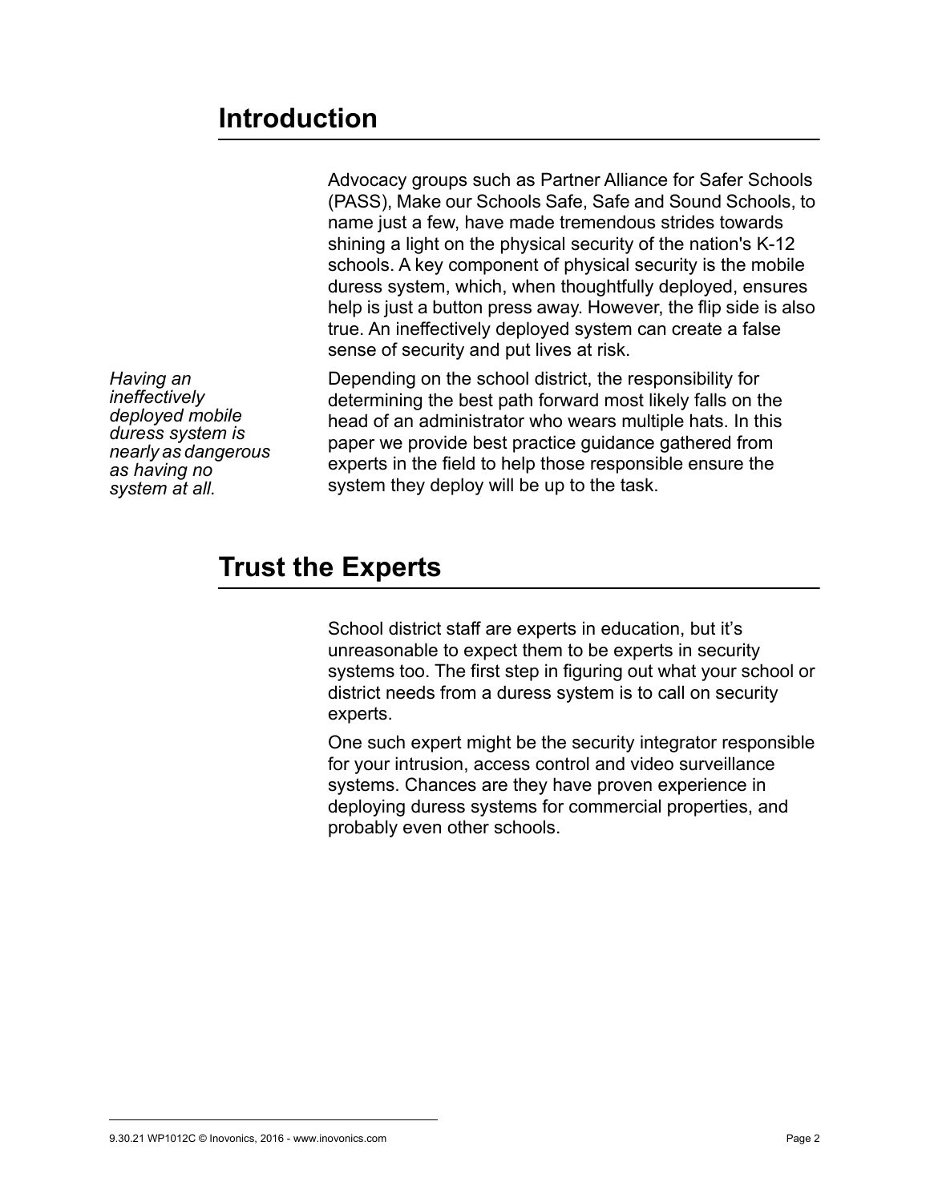## Introduction

Advocacy groups such as Partner Alliance for Safer Schools (PASS), Make our Schools Safe, Safe and Sound Schools, to name just a few, have made tremendous strides towards shining a light on the physical security of the nation's K-12 schools. A key component of physical security is the mobile duress system, which, when thoughtfully deployed, ensures help is just a button press away. However, the flip side is also true. An ineffectively deployed system can create a false sense of security and put lives at risk.

*Having an ineffectively deployed mobile duress system is nearly as dangerous as having no system at all.*

Depending on the school district, the responsibility for determining the best path forward most likely falls on the head of an administrator who wears multiple hats. In this paper we provide best practice guidance gathered from experts in the field to help those responsible ensure the system they deploy will be up to the task.

## Trust the Experts

School district staff are experts in education, but it's unreasonable to expect them to be experts in security systems too. The first step in figuring out what your school or district needs from a duress system is to call on security experts.

One such expert might be the security integrator responsible for your intrusion, access control and video surveillance systems. Chances are they have proven experience in deploying duress systems for commercial properties, and probably even other schools.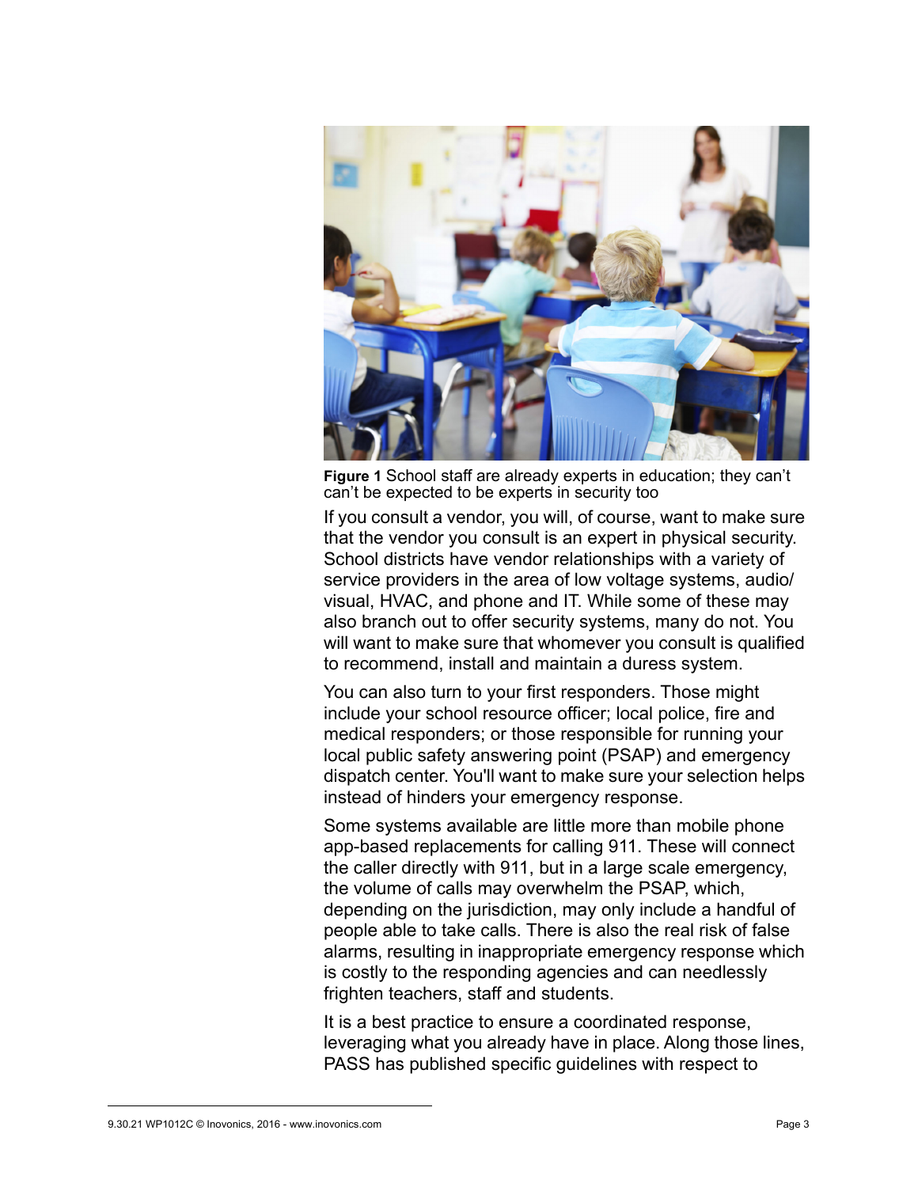**Figure 1** School staff are already experts in education; they can't can't be expected to be experts in security too

If you consult a vendor, you will, of course, want to make sure that the vendor you consult is an expert in physical security. School districts have vendor relationships with a variety of service providers in the area of low voltage systems, audio/visual, HVAC, and phone and IT. While some of these may also branch out to offer security systems, many do not. You will want to make sure that whomever you consult is qualified to recommend, install and maintain a duress system.

You can also turn to your first responders. Those might include your school resource officer; local police, fire and medical responders; or those responsible for running your local public safety answering point (PSAP) and emergency dispatch center. You'll want to make sure your selection helps instead of hinders your emergency response.

Some systems available are little more than mobile phone app-based replacements for calling 911. These will connect the caller directly with 911, but in a large scale emergency, the volume of calls may overwhelm the PSAP, which, depending on the jurisdiction, may only include a handful of people able to take calls. There is also the real risk of false alarms, resulting in inappropriate emergency response which is costly to the responding agencies and can needlessly frighten teachers, staff and students.

It is a best practice to ensure a coordinated response, leveraging what you already have in place. Along those lines, PASS has published specific guidelines with respect to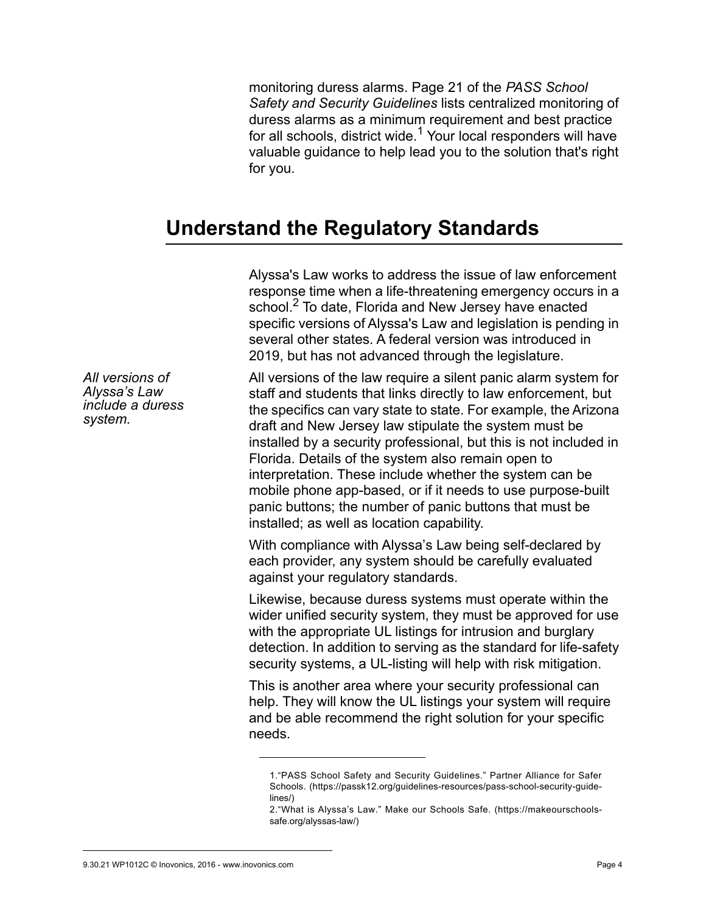monitoring duress alarms. Page 21 of the *PASS School Safety and Security Guidelines* lists centralized monitoring of duress alarms as a minimum requirement and best practice for all schools, district wide.[1] Your local responders will have valuable guidance to help lead you to the solution that's right for you.

## Understand the Regulatory Standards

Alyssa's Law works to address the issue of law enforcement response time when a life-threatening emergency occurs in a school.[2] To date, Florida and New Jersey have enacted specific versions of Alyssa's Law and legislation is pending in several other states. A federal version was introduced in 2019, but has not advanced through the legislature.

*All versions of Alyssa's Law include a duress system.*

All versions of the law require a silent panic alarm system for staff and students that links directly to law enforcement, but the specifics can vary state to state. For example, the Arizona draft and New Jersey law stipulate the system must be installed by a security professional, but this is not included in Florida. Details of the system also remain open to interpretation. These include whether the system can be mobile phone app-based, or if it needs to use purpose-built panic buttons; the number of panic buttons that must be installed; as well as location capability.

With compliance with Alyssa's Law being self-declared by each provider, any system should be carefully evaluated against your regulatory standards.

Likewise, because duress systems must operate within the wider unified security system, they must be approved for use with the appropriate UL listings for intrusion and burglary detection. In addition to serving as the standard for life-safety security systems, a UL-listing will help with risk mitigation.

This is another area where your security professional can help. They will know the UL listings your system will require and be able recommend the right solution for your specific needs.

---

1."PASS School Safety and Security Guidelines." Partner Alliance for Safer Schools. (https://passk12.org/guidelines-resources/pass-school-security-guidelines/)

2."What is Alyssa's Law." Make our Schools Safe. (https://makeourschools-safe.org/alyssas-law/)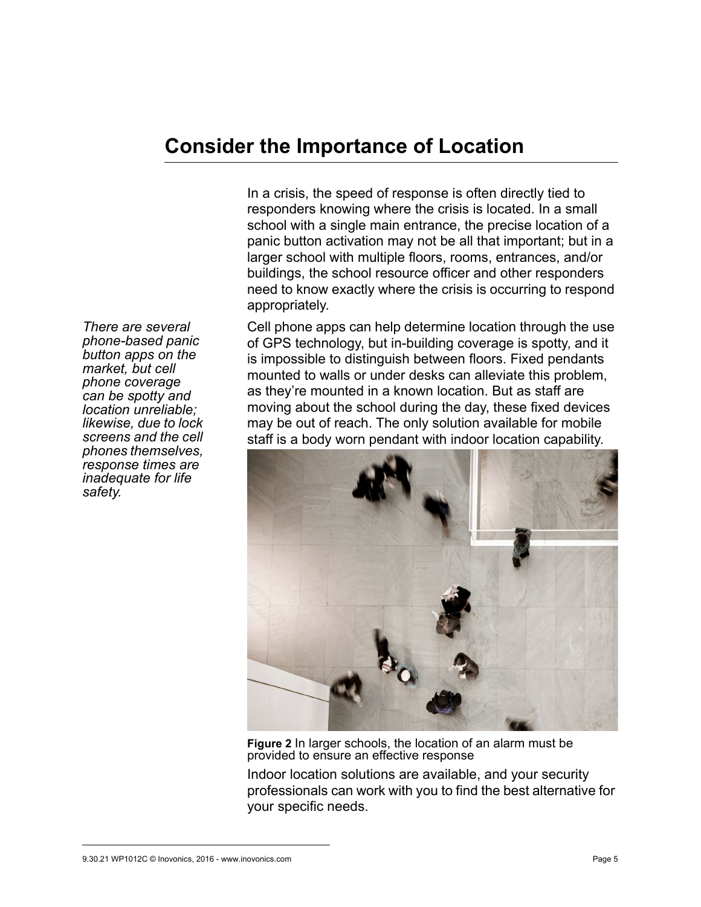## Consider the Importance of Location

In a crisis, the speed of response is often directly tied to responders knowing where the crisis is located. In a small school with a single main entrance, the precise location of a panic button activation may not be all that important; but in a larger school with multiple floors, rooms, entrances, and/or buildings, the school resource officer and other responders need to know exactly where the crisis is occurring to respond appropriately.

*There are several phone-based panic button apps on the market, but cell phone coverage can be spotty and location unreliable; likewise, due to lock screens and the cell phones themselves, response times are inadequate for life safety.*

Cell phone apps can help determine location through the use of GPS technology, but in-building coverage is spotty, and it is impossible to distinguish between floors. Fixed pendants mounted to walls or under desks can alleviate this problem, as they're mounted in a known location. But as staff are moving about the school during the day, these fixed devices may be out of reach. The only solution available for mobile staff is a body worn pendant with indoor location capability.

**Figure 2** In larger schools, the location of an alarm must be provided to ensure an effective response

Indoor location solutions are available, and your security professionals can work with you to find the best alternative for your specific needs.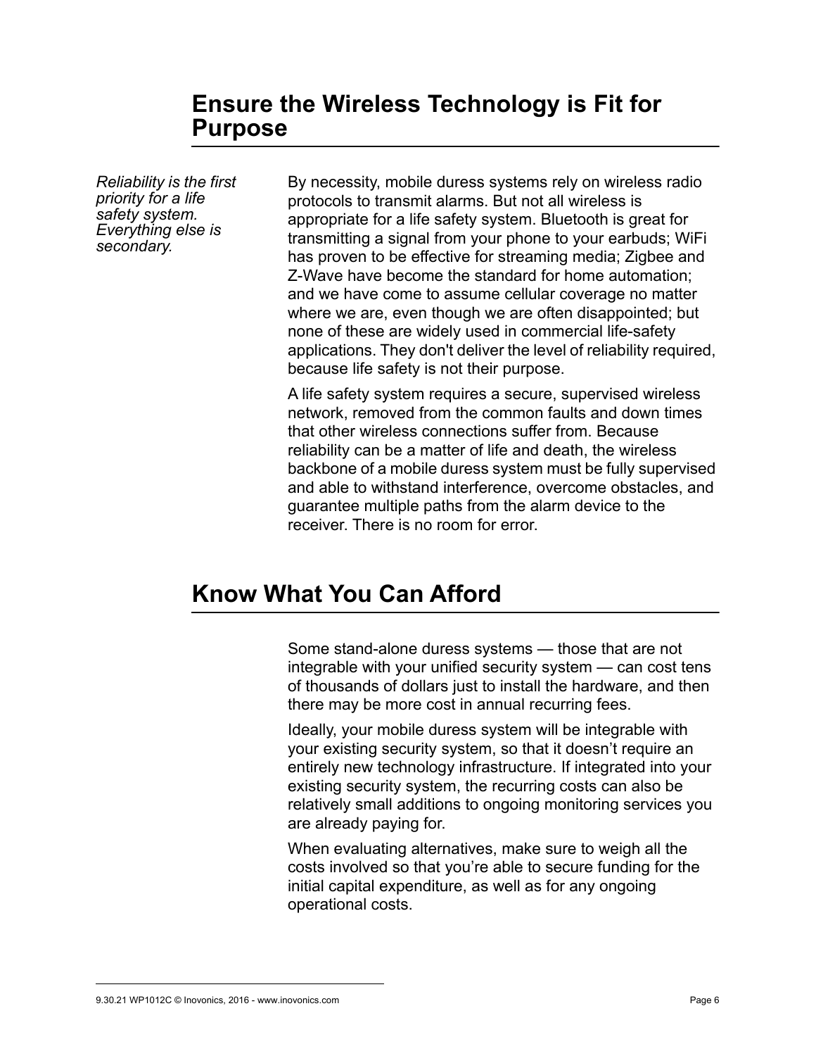## Ensure the Wireless Technology is Fit for Purpose

*Reliability is the first priority for a life safety system. Everything else is secondary.*

By necessity, mobile duress systems rely on wireless radio protocols to transmit alarms. But not all wireless is appropriate for a life safety system. Bluetooth is great for transmitting a signal from your phone to your earbuds; WiFi has proven to be effective for streaming media; Zigbee and Z-Wave have become the standard for home automation; and we have come to assume cellular coverage no matter where we are, even though we are often disappointed; but none of these are widely used in commercial life-safety applications. They don't deliver the level of reliability required, because life safety is not their purpose.

A life safety system requires a secure, supervised wireless network, removed from the common faults and down times that other wireless connections suffer from. Because reliability can be a matter of life and death, the wireless backbone of a mobile duress system must be fully supervised and able to withstand interference, overcome obstacles, and guarantee multiple paths from the alarm device to the receiver. There is no room for error.

## Know What You Can Afford

Some stand-alone duress systems — those that are not integrable with your unified security system — can cost tens of thousands of dollars just to install the hardware, and then there may be more cost in annual recurring fees.

Ideally, your mobile duress system will be integrable with your existing security system, so that it doesn't require an entirely new technology infrastructure. If integrated into your existing security system, the recurring costs can also be relatively small additions to ongoing monitoring services you are already paying for.

When evaluating alternatives, make sure to weigh all the costs involved so that you're able to secure funding for the initial capital expenditure, as well as for any ongoing operational costs.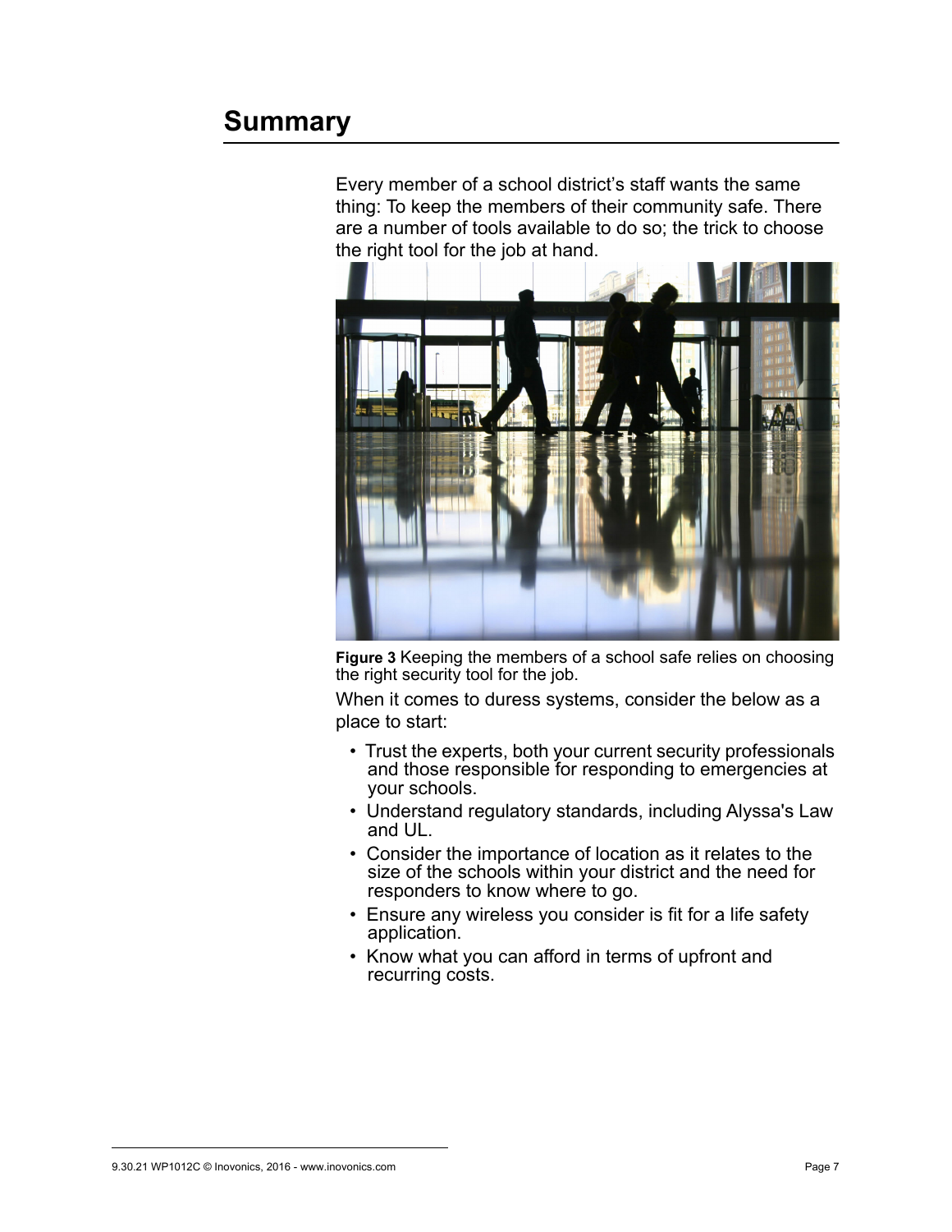## Summary

Every member of a school district's staff wants the same thing: To keep the members of their community safe. There are a number of tools available to do so; the trick to choose the right tool for the job at hand.

**Figure 3** Keeping the members of a school safe relies on choosing the right security tool for the job.

When it comes to duress systems, consider the below as a place to start:

- Trust the experts, both your current security professionals and those responsible for responding to emergencies at your schools.
- Understand regulatory standards, including Alyssa's Law and UL.
- Consider the importance of location as it relates to the size of the schools within your district and the need for responders to know where to go.
- Ensure any wireless you consider is fit for a life safety application.
- Know what you can afford in terms of upfront and recurring costs.